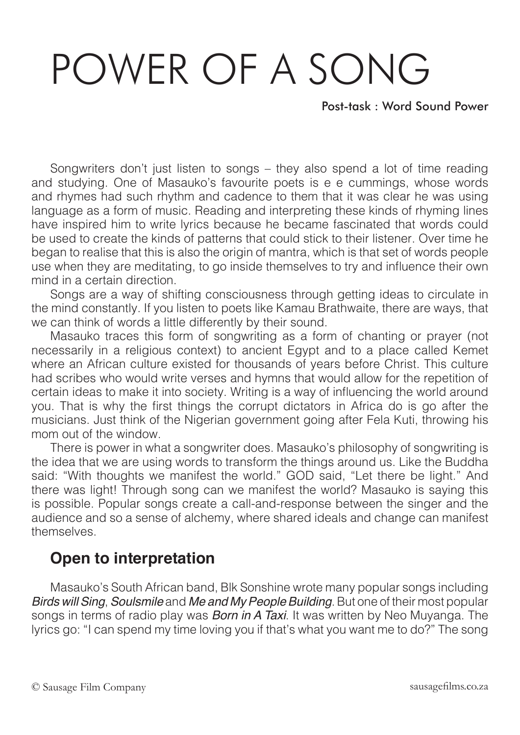# POWER OF A SONG

**Post-task : Word Sound Power**

Songwriters don't just listen to songs – they also spend a lot of time reading and studying. One of Masauko's favourite poets is e e cummings, whose words and rhymes had such rhythm and cadence to them that it was clear he was using language as a form of music. Reading and interpreting these kinds of rhyming lines have inspired him to write lyrics because he became fascinated that words could be used to create the kinds of patterns that could stick to their listener. Over time he began to realise that this is also the origin of mantra, which is that set of words people use when they are meditating, to go inside themselves to try and influence their own mind in a certain direction.

Songs are a way of shifting consciousness through getting ideas to circulate in the mind constantly. If you listen to poets like Kamau Brathwaite, there are ways, that we can think of words a little differently by their sound.

Masauko traces this form of songwriting as a form of chanting or prayer (not necessarily in a religious context) to ancient Egypt and to a place called Kemet where an African culture existed for thousands of years before Christ. This culture had scribes who would write verses and hymns that would allow for the repetition of certain ideas to make it into society. Writing is a way of influencing the world around you. That is why the first things the corrupt dictators in Africa do is go after the musicians. Just think of the Nigerian government going after Fela Kuti, throwing his mom out of the window.

There is power in what a songwriter does. Masauko's philosophy of songwriting is the idea that we are using words to transform the things around us. Like the Buddha said: "With thoughts we manifest the world." GOD said, "Let there be light." And there was light! Through song can we manifest the world? Masauko is saying this is possible. Popular songs create a call-and-response between the singer and the audience and so a sense of alchemy, where shared ideals and change can manifest themselves.

## Open to interpretation

Masauko's South African band, Blk Sonshine wrote many popular songs including *Birds will Sing*, *Soulsmile* and *Me and My People Building*. But one of their most popular songs in terms of radio play was *Born in A Taxi*. It was written by Neo Muyanga. The lyrics go: "I can spend my time loving you if that's what you want me to do?" The song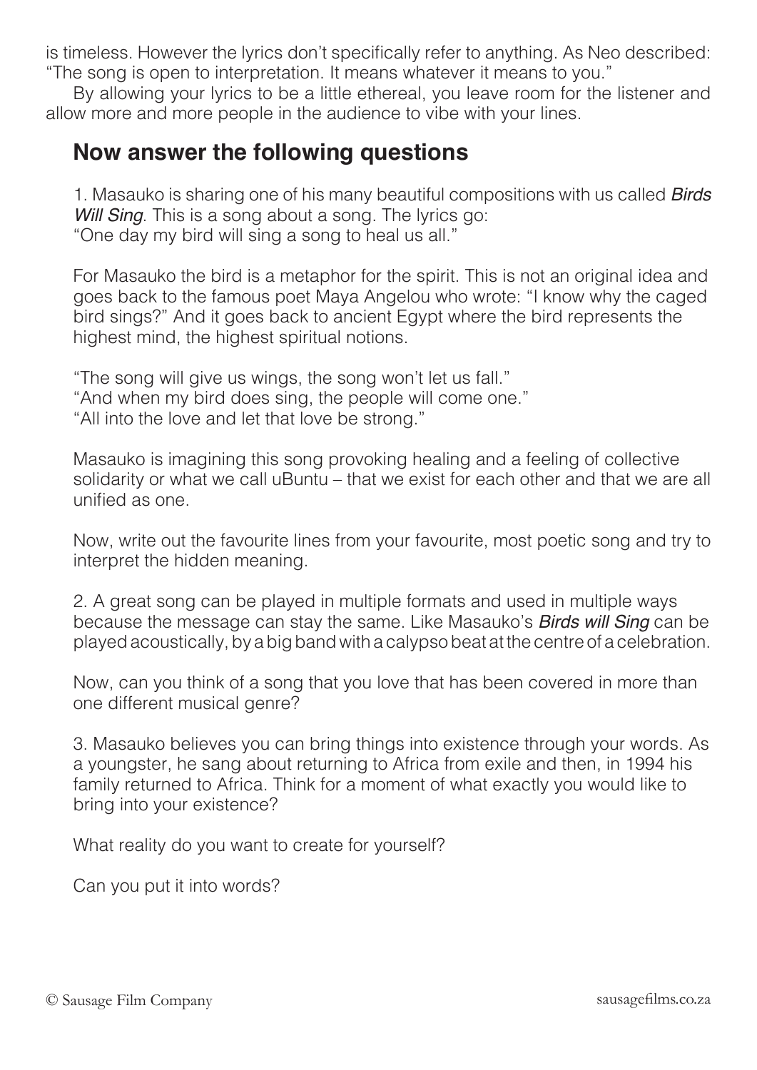is timeless. However the lyrics don't specifically refer to anything. As Neo described: "The song is open to interpretation. It means whatever it means to you."

By allowing your lyrics to be a little ethereal, you leave room for the listener and allow more and more people in the audience to vibe with your lines.

## Now answer the following questions

1. Masauko is sharing one of his many beautiful compositions with us called *Birds Will Sing*. This is a song about a song. The lyrics go:
"One day my bird will sing a song to heal us all."

For Masauko the bird is a metaphor for the spirit. This is not an original idea and goes back to the famous poet Maya Angelou who wrote: "I know why the caged bird sings?" And it goes back to ancient Egypt where the bird represents the highest mind, the highest spiritual notions.

"The song will give us wings, the song won't let us fall."
"And when my bird does sing, the people will come one."
"All into the love and let that love be strong."

Masauko is imagining this song provoking healing and a feeling of collective solidarity or what we call uBuntu – that we exist for each other and that we are all unified as one.

Now, write out the favourite lines from your favourite, most poetic song and try to interpret the hidden meaning.

2. A great song can be played in multiple formats and used in multiple ways because the message can stay the same. Like Masauko's *Birds will Sing* can be played acoustically, by a big band with a calypso beat at the centre of a celebration.

Now, can you think of a song that you love that has been covered in more than one different musical genre?

3. Masauko believes you can bring things into existence through your words. As a youngster, he sang about returning to Africa from exile and then, in 1994 his family returned to Africa. Think for a moment of what exactly you would like to bring into your existence?

What reality do you want to create for yourself?

Can you put it into words?

© Sausage Film Company sausagefilms.co.za